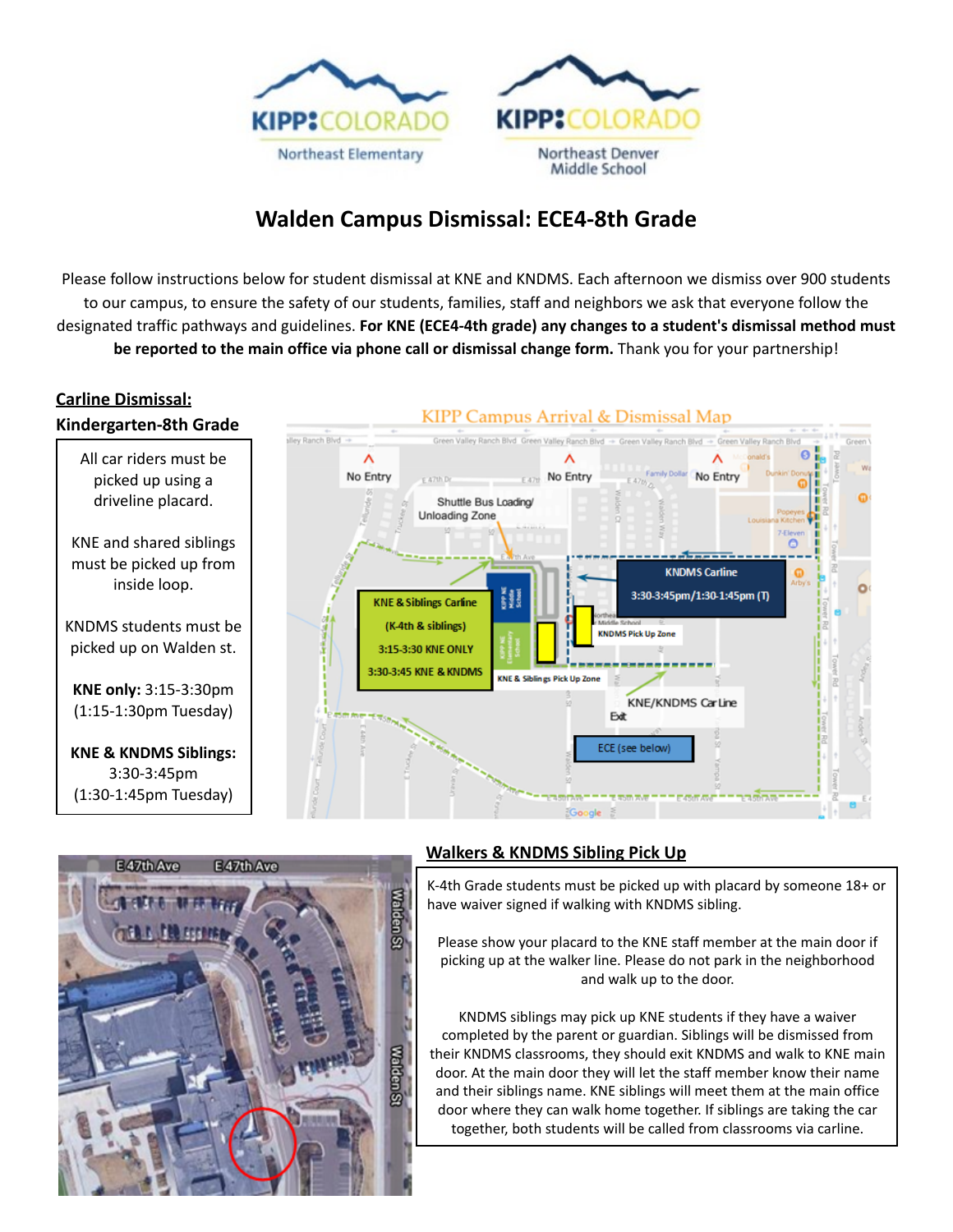KIPP COLORADO Northeast Elementary

KIPP COLORADO Northeast Denver Middle School

# Walden Campus Dismissal: ECE4-8th Grade

Please follow instructions below for student dismissal at KNE and KNDMS. Each afternoon we dismiss over 900 students to our campus, to ensure the safety of our students, families, staff and neighbors we ask that everyone follow the designated traffic pathways and guidelines. **For KNE (ECE4-4th grade) any changes to a student's dismissal method must be reported to the main office via phone call or dismissal change form.** Thank you for your partnership!

## Carline Dismissal: Kindergarten-8th Grade

All car riders must be picked up using a driveline placard.

KNE and shared siblings must be picked up from inside loop.

KNDMS students must be picked up on Walden st.

**KNE only:** 3:15-3:30pm (1:15-1:30pm Tuesday)

**KNE & KNDMS Siblings:** 3:30-3:45pm (1:30-1:45pm Tuesday)

## KIPP Campus Arrival & Dismissal Map

No Entry | No Entry | No Entry

Shuttle Bus Loading/ Unloading Zone

KNDMS Carline 3:30-3:45pm/1:30-1:45pm (T)

KNDMS Pick Up Zone

KNE & Siblings Carline (K-4th & siblings) 3:15-3:30 KNE ONLY 3:30-3:45 KNE & KNDMS

KNE & Siblings Pick Up Zone

KNE/KNDMS Car Line Exit

ECE (see below)

## Walkers & KNDMS Sibling Pick Up

K-4th Grade students must be picked up with placard by someone 18+ or have waiver signed if walking with KNDMS sibling.

Please show your placard to the KNE staff member at the main door if picking up at the walker line. Please do not park in the neighborhood and walk up to the door.

KNDMS siblings may pick up KNE students if they have a waiver completed by the parent or guardian. Siblings will be dismissed from their KNDMS classrooms, they should exit KNDMS and walk to KNE main door. At the main door they will let the staff member know their name and their siblings name. KNE siblings will meet them at the main office door where they can walk home together. If siblings are taking the car together, both students will be called from classrooms via carline.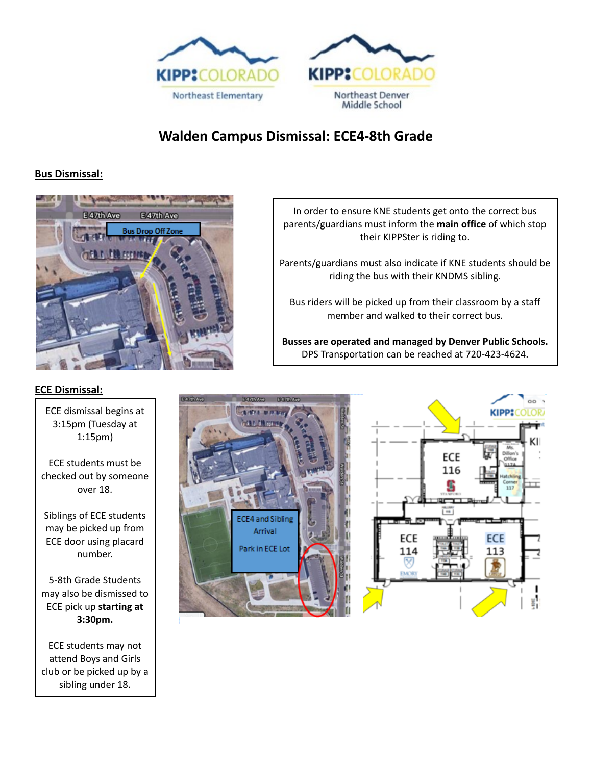KIPP COLORADO Northeast Elementary

KIPP COLORADO Northeast Denver Middle School

# Walden Campus Dismissal: ECE4-8th Grade

## Bus Dismissal:

In order to ensure KNE students get onto the correct bus parents/guardians must inform the **main office** of which stop their KIPPSter is riding to.

Parents/guardians must also indicate if KNE students should be riding the bus with their KNDMS sibling.

Bus riders will be picked up from their classroom by a staff member and walked to their correct bus.

**Busses are operated and managed by Denver Public Schools.** DPS Transportation can be reached at 720-423-4624.

## ECE Dismissal:

ECE dismissal begins at 3:15pm (Tuesday at 1:15pm)

ECE students must be checked out by someone over 18.

Siblings of ECE students may be picked up from ECE door using placard number.

5-8th Grade Students may also be dismissed to ECE pick up **starting at 3:30pm.**

ECE students may not attend Boys and Girls club or be picked up by a sibling under 18.